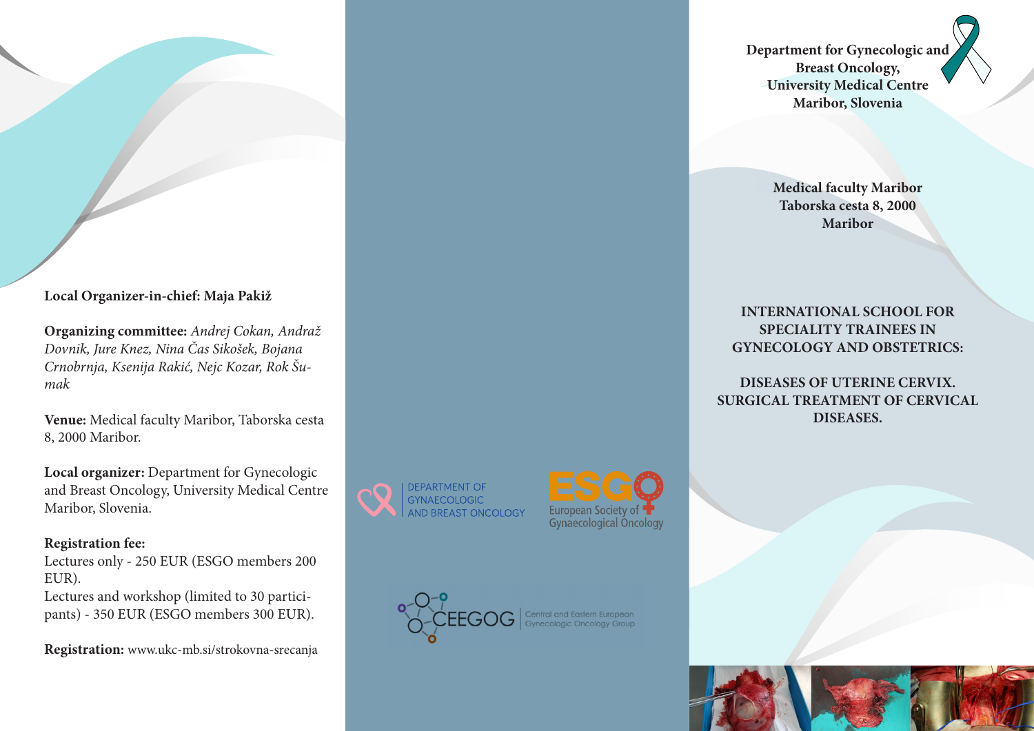**Local Organizer-in-chief: Maja Pakiž**

**Organizing committee:** *Andrej Cokan, Andraž Dovnik, Jure Knez, Nina Čas Sikošek, Bojana Crnobrnja, Ksenija Rakić, Nejc Kozar, Rok Šumak*

**Venue:** Medical faculty Maribor, Taborska cesta 8, 2000 Maribor.

**Local organizer:** Department for Gynecologic and Breast Oncology, University Medical Centre Maribor, Slovenia.

**Registration fee:**
Lectures only - 250 EUR (ESGO members 200 EUR).
Lectures and workshop (limited to 30 participants) - 350 EUR (ESGO members 300 EUR).

**Registration:** www.ukc-mb.si/strokovna-srecanja

DEPARTMENT OF GYNAECOLOGIC AND BREAST ONCOLOGY

ESGO European Society of Gynaecological Oncology

CEEGOG Central and Eastern European Gynecologic Oncology Group

**Department for Gynecologic and Breast Oncology, University Medical Centre Maribor, Slovenia**

**Medical faculty Maribor Taborska cesta 8, 2000 Maribor**

**INTERNATIONAL SCHOOL FOR SPECIALITY TRAINEES IN GYNECOLOGY AND OBSTETRICS:**

**DISEASES OF UTERINE CERVIX. SURGICAL TREATMENT OF CERVICAL DISEASES.**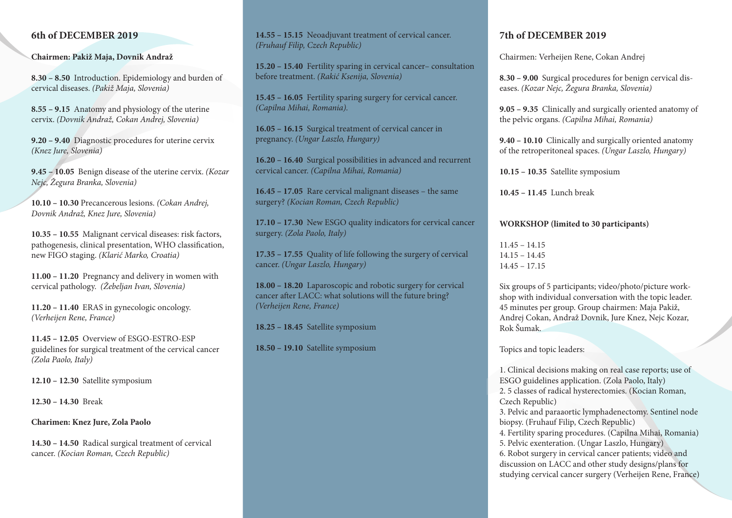## 6th of DECEMBER 2019

**Chairmen: Pakiž Maja, Dovnik Andraž**

**8.30 – 8.50** Introduction. Epidemiology and burden of cervical diseases. *(Pakiž Maja, Slovenia)*

**8.55 – 9.15** Anatomy and physiology of the uterine cervix. *(Dovnik Andraž, Cokan Andrej, Slovenia)*

**9.20 – 9.40** Diagnostic procedures for uterine cervix *(Knez Jure, Slovenia)*

**9.45 – 10.05** Benign disease of the uterine cervix. *(Kozar Nejc, Žegura Branka, Slovenia)*

**10.10 – 10.30** Precancerous lesions. *(Cokan Andrej, Dovnik Andraž, Knez Jure, Slovenia)*

**10.35 – 10.55** Malignant cervical diseases: risk factors, pathogenesis, clinical presentation, WHO classification, new FIGO staging. *(Klarić Marko, Croatia)*

**11.00 – 11.20** Pregnancy and delivery in women with cervical pathology. *(Žebeljan Ivan, Slovenia)*

**11.20 – 11.40** ERAS in gynecologic oncology. *(Verheijen Rene, France)*

**11.45 – 12.05** Overview of ESGO-ESTRO-ESP guidelines for surgical treatment of the cervical cancer *(Zola Paolo, Italy)*

**12.10 – 12.30** Satellite symposium

**12.30 – 14.30** Break

**Charimen: Knez Jure, Zola Paolo**

**14.30 – 14.50** Radical surgical treatment of cervical cancer. *(Kocian Roman, Czech Republic)*

**14.55 – 15.15** Neoadjuvant treatment of cervical cancer. *(Fruhauf Filip, Czech Republic)*

**15.20 – 15.40** Fertility sparing in cervical cancer– consultation before treatment. *(Rakić Ksenija, Slovenia)*

**15.45 – 16.05** Fertility sparing surgery for cervical cancer. *(Capilna Mihai, Romania)*.

**16.05 – 16.15** Surgical treatment of cervical cancer in pregnancy. *(Ungar Laszlo, Hungary)*

**16.20 – 16.40** Surgical possibilities in advanced and recurrent cervical cancer. *(Capilna Mihai, Romania)*

**16.45 – 17.05** Rare cervical malignant diseases – the same surgery? *(Kocian Roman, Czech Republic)*

**17.10 – 17.30** New ESGO quality indicators for cervical cancer surgery. *(Zola Paolo, Italy)*

**17.35 – 17.55** Quality of life following the surgery of cervical cancer. *(Ungar Laszlo, Hungary)*

**18.00 – 18.20** Laparoscopic and robotic surgery for cervical cancer after LACC: what solutions will the future bring? *(Verheijen Rene, France)*

**18.25 – 18.45** Satellite symposium

**18.50 – 19.10** Satellite symposium

## 7th of DECEMBER 2019

Chairmen: Verheijen Rene, Cokan Andrej

**8.30 – 9.00** Surgical procedures for benign cervical diseases. *(Kozar Nejc, Žegura Branka, Slovenia)*

**9.05 – 9.35** Clinically and surgically oriented anatomy of the pelvic organs. *(Capilna Mihai, Romania)*

**9.40 – 10.10** Clinically and surgically oriented anatomy of the retroperitoneal spaces. *(Ungar Laszlo, Hungary)*

**10.15 – 10.35** Satellite symposium

**10.45 – 11.45** Lunch break

**WORKSHOP (limited to 30 participants)**

11.45 – 14.15
14.15 – 14.45
14.45 – 17.15

Six groups of 5 participants; video/photo/picture workshop with individual conversation with the topic leader. 45 minutes per group. Group chairmen: Maja Pakiž, Andrej Cokan, Andraž Dovnik, Jure Knez, Nejc Kozar, Rok Šumak.

Topics and topic leaders:

1. Clinical decisions making on real case reports; use of ESGO guidelines application. (Zola Paolo, Italy)
2. 5 classes of radical hysterectomies. (Kocian Roman, Czech Republic)
3. Pelvic and paraaortic lymphadenectomy. Sentinel node biopsy. (Fruhauf Filip, Czech Republic)
4. Fertility sparing procedures. (Capilna Mihai, Romania)
5. Pelvic exenteration. (Ungar Laszlo, Hungary)
6. Robot surgery in cervical cancer patients; video and discussion on LACC and other study designs/plans for studying cervical cancer surgery (Verheijen Rene, France)